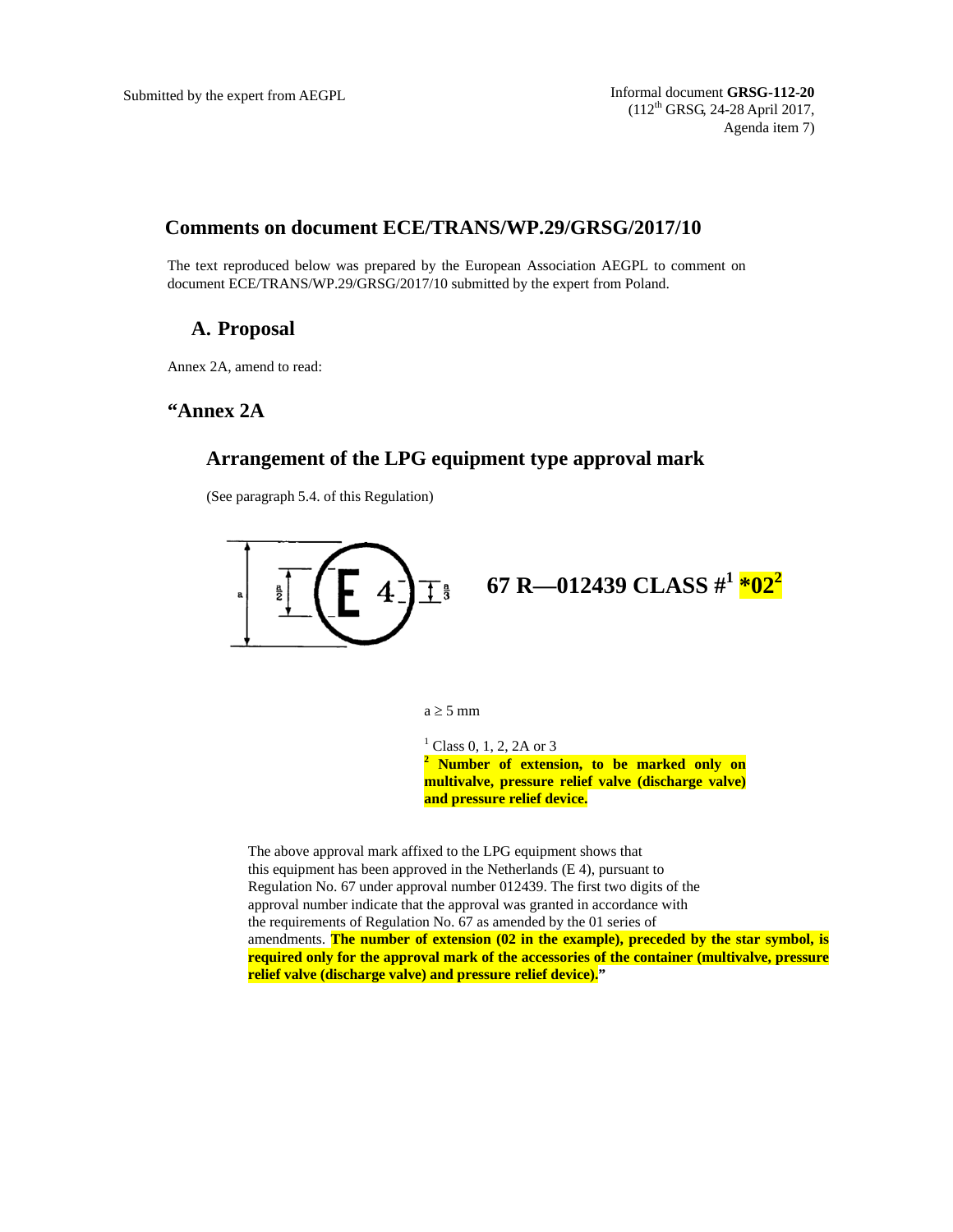Submitted by the expert from AEGPL

Informal document **GRSG-112-20**
(112th GRSG, 24-28 April 2017,
Agenda item 7)

## Comments on document ECE/TRANS/WP.29/GRSG/2017/10

The text reproduced below was prepared by the European Association AEGPL to comment on document ECE/TRANS/WP.29/GRSG/2017/10 submitted by the expert from Poland.

### A. Proposal

Annex 2A, amend to read:

## "Annex 2A

### Arrangement of the LPG equipment type approval mark

(See paragraph 5.4. of this Regulation)

**67 R—012439 CLASS #[1] *02[2]**

a ≥ 5 mm

[1] Class 0, 1, 2, 2A or 3

[2] **Number of extension, to be marked only on multivalve, pressure relief valve (discharge valve) and pressure relief device.**

The above approval mark affixed to the LPG equipment shows that this equipment has been approved in the Netherlands (E 4), pursuant to Regulation No. 67 under approval number 012439. The first two digits of the approval number indicate that the approval was granted in accordance with the requirements of Regulation No. 67 as amended by the 01 series of amendments. **The number of extension (02 in the example), preceded by the star symbol, is required only for the approval mark of the accessories of the container (multivalve, pressure relief valve (discharge valve) and pressure relief device).**"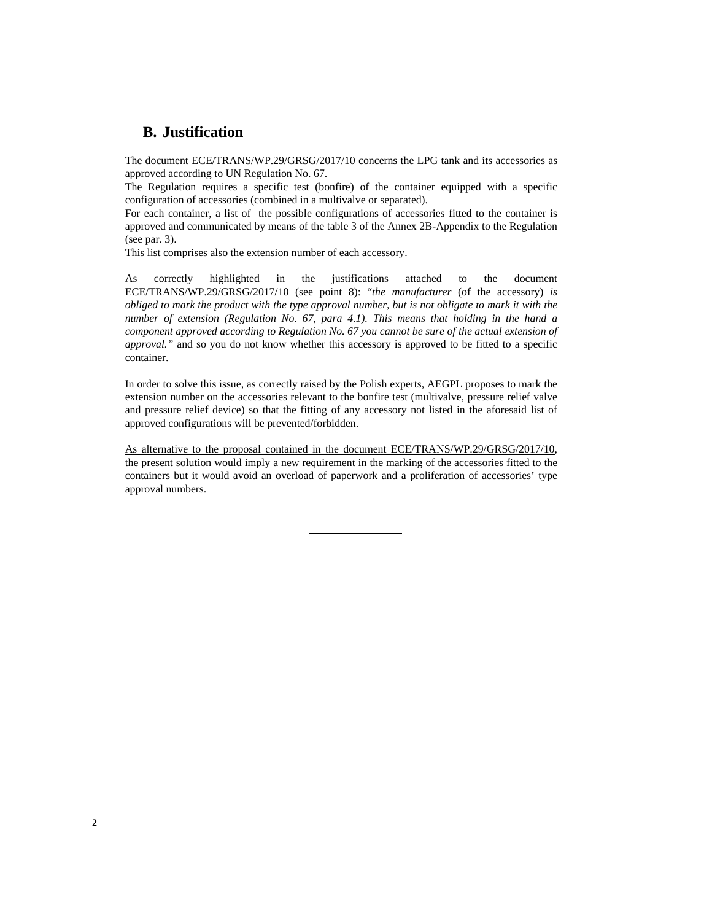## B. Justification

The document ECE/TRANS/WP.29/GRSG/2017/10 concerns the LPG tank and its accessories as approved according to UN Regulation No. 67.
The Regulation requires a specific test (bonfire) of the container equipped with a specific configuration of accessories (combined in a multivalve or separated).
For each container, a list of the possible configurations of accessories fitted to the container is approved and communicated by means of the table 3 of the Annex 2B-Appendix to the Regulation (see par. 3).
This list comprises also the extension number of each accessory.

As correctly highlighted in the justifications attached to the document ECE/TRANS/WP.29/GRSG/2017/10 (see point 8): "*the manufacturer* (of the accessory) *is obliged to mark the product with the type approval number, but is not obligate to mark it with the number of extension (Regulation No. 67, para 4.1). This means that holding in the hand a component approved according to Regulation No. 67 you cannot be sure of the actual extension of approval.*" and so you do not know whether this accessory is approved to be fitted to a specific container.

In order to solve this issue, as correctly raised by the Polish experts, AEGPL proposes to mark the extension number on the accessories relevant to the bonfire test (multivalve, pressure relief valve and pressure relief device) so that the fitting of any accessory not listed in the aforesaid list of approved configurations will be prevented/forbidden.

<u>As alternative to the proposal contained in the document ECE/TRANS/WP.29/GRSG/2017/10</u>, the present solution would imply a new requirement in the marking of the accessories fitted to the containers but it would avoid an overload of paperwork and a proliferation of accessories' type approval numbers.